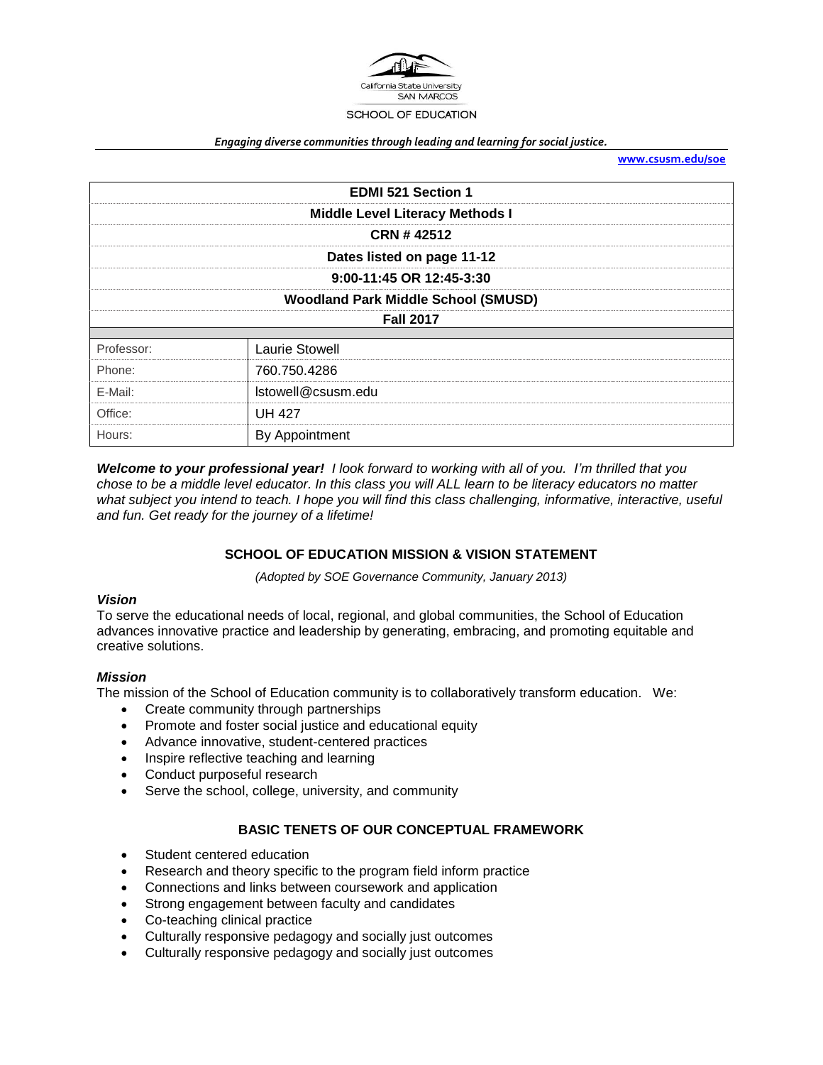California State University SAN MARCOS

SCHOOL OF EDUCATION

***Engaging diverse communities through leading and learning for social justice.***

**www.csusm.edu/soe**

| **EDMI 521 Section 1** | |
|---|---|
| **Middle Level Literacy Methods I** | |
| **CRN # 42512** | |
| **Dates listed on page 11-12** | |
| **9:00-11:45 OR 12:45-3:30** | |
| **Woodland Park Middle School (SMUSD)** | |
| **Fall 2017** | |
| Professor: | Laurie Stowell |
| Phone: | 760.750.4286 |
| E-Mail: | lstowell@csusm.edu |
| Office: | UH 427 |
| Hours: | By Appointment |

***Welcome to your professional year!*** *I look forward to working with all of you. I'm thrilled that you chose to be a middle level educator. In this class you will ALL learn to be literacy educators no matter what subject you intend to teach. I hope you will find this class challenging, informative, interactive, useful and fun. Get ready for the journey of a lifetime!*

## SCHOOL OF EDUCATION MISSION & VISION STATEMENT

*(Adopted by SOE Governance Community, January 2013)*

### *Vision*

To serve the educational needs of local, regional, and global communities, the School of Education advances innovative practice and leadership by generating, embracing, and promoting equitable and creative solutions.

### *Mission*

The mission of the School of Education community is to collaboratively transform education. We:

- Create community through partnerships
- Promote and foster social justice and educational equity
- Advance innovative, student-centered practices
- Inspire reflective teaching and learning
- Conduct purposeful research
- Serve the school, college, university, and community

## BASIC TENETS OF OUR CONCEPTUAL FRAMEWORK

- Student centered education
- Research and theory specific to the program field inform practice
- Connections and links between coursework and application
- Strong engagement between faculty and candidates
- Co-teaching clinical practice
- Culturally responsive pedagogy and socially just outcomes
- Culturally responsive pedagogy and socially just outcomes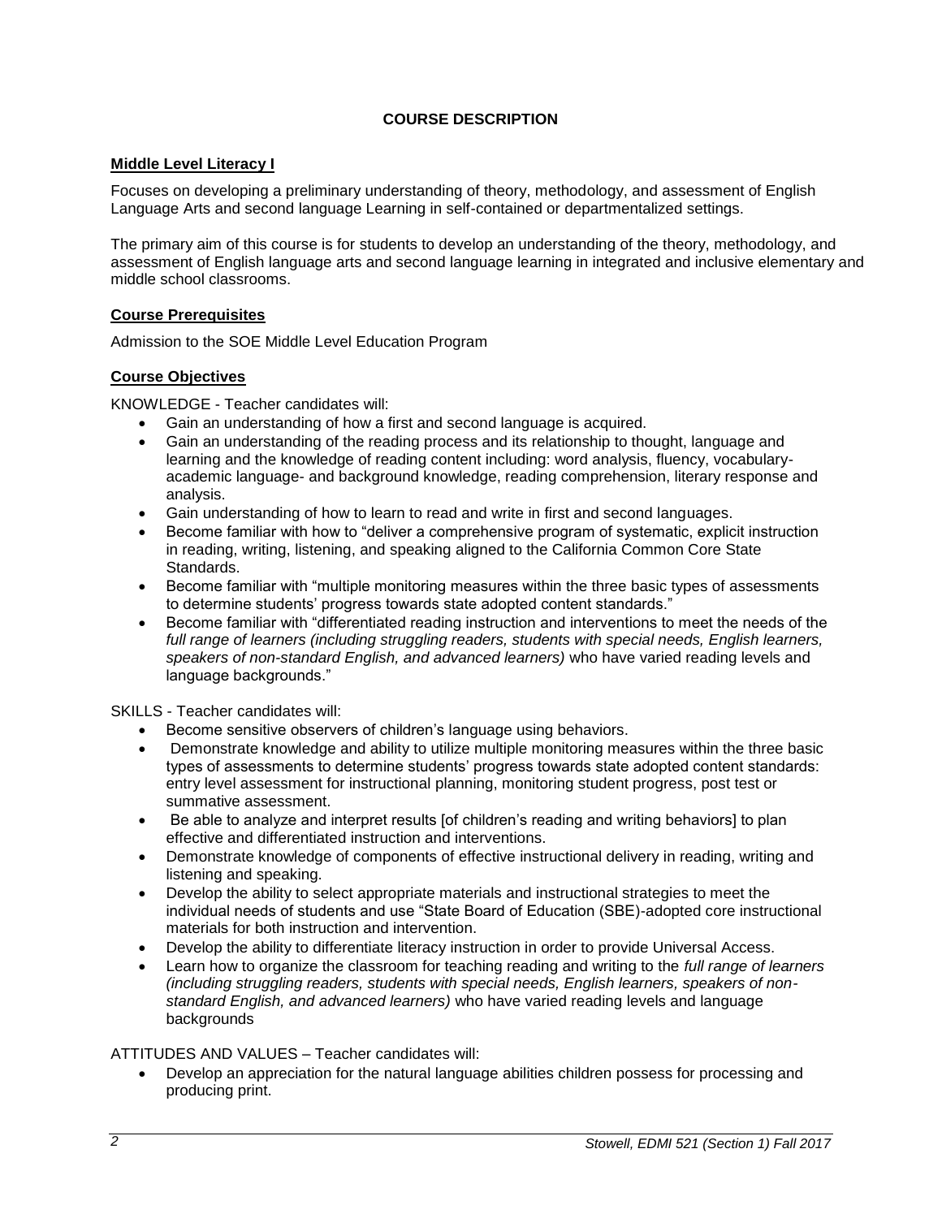# COURSE DESCRIPTION

## Middle Level Literacy I

Focuses on developing a preliminary understanding of theory, methodology, and assessment of English Language Arts and second language Learning in self-contained or departmentalized settings.

The primary aim of this course is for students to develop an understanding of the theory, methodology, and assessment of English language arts and second language learning in integrated and inclusive elementary and middle school classrooms.

## Course Prerequisites

Admission to the SOE Middle Level Education Program

## Course Objectives

KNOWLEDGE - Teacher candidates will:

- Gain an understanding of how a first and second language is acquired.
- Gain an understanding of the reading process and its relationship to thought, language and learning and the knowledge of reading content including: word analysis, fluency, vocabulary-academic language- and background knowledge, reading comprehension, literary response and analysis.
- Gain understanding of how to learn to read and write in first and second languages.
- Become familiar with how to "deliver a comprehensive program of systematic, explicit instruction in reading, writing, listening, and speaking aligned to the California Common Core State Standards.
- Become familiar with "multiple monitoring measures within the three basic types of assessments to determine students' progress towards state adopted content standards."
- Become familiar with "differentiated reading instruction and interventions to meet the needs of the *full range of learners (including struggling readers, students with special needs, English learners, speakers of non-standard English, and advanced learners)* who have varied reading levels and language backgrounds."

SKILLS - Teacher candidates will:

- Become sensitive observers of children's language using behaviors.
- Demonstrate knowledge and ability to utilize multiple monitoring measures within the three basic types of assessments to determine students' progress towards state adopted content standards: entry level assessment for instructional planning, monitoring student progress, post test or summative assessment.
- Be able to analyze and interpret results [of children's reading and writing behaviors] to plan effective and differentiated instruction and interventions.
- Demonstrate knowledge of components of effective instructional delivery in reading, writing and listening and speaking.
- Develop the ability to select appropriate materials and instructional strategies to meet the individual needs of students and use "State Board of Education (SBE)-adopted core instructional materials for both instruction and intervention.
- Develop the ability to differentiate literacy instruction in order to provide Universal Access.
- Learn how to organize the classroom for teaching reading and writing to the *full range of learners (including struggling readers, students with special needs, English learners, speakers of non-standard English, and advanced learners)* who have varied reading levels and language backgrounds

ATTITUDES AND VALUES – Teacher candidates will:

- Develop an appreciation for the natural language abilities children possess for processing and producing print.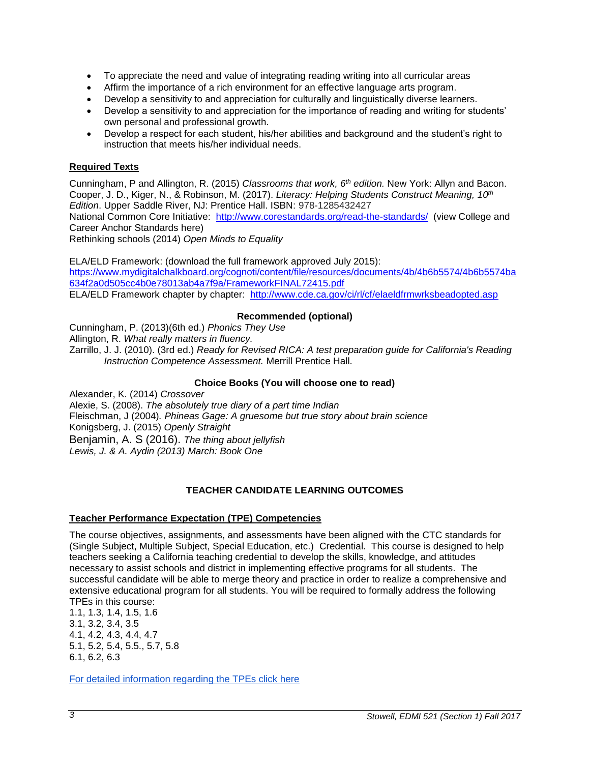- To appreciate the need and value of integrating reading writing into all curricular areas
- Affirm the importance of a rich environment for an effective language arts program.
- Develop a sensitivity to and appreciation for culturally and linguistically diverse learners.
- Develop a sensitivity to and appreciation for the importance of reading and writing for students' own personal and professional growth.
- Develop a respect for each student, his/her abilities and background and the student's right to instruction that meets his/her individual needs.

**Required Texts**

Cunningham, P and Allington, R. (2015) *Classrooms that work, 6th edition.* New York: Allyn and Bacon.
Cooper, J. D., Kiger, N., & Robinson, M. (2017). *Literacy: Helping Students Construct Meaning, 10th Edition*. Upper Saddle River, NJ: Prentice Hall. ISBN: 978-1285432427
National Common Core Initiative: [http://www.corestandards.org/read-the-standards/](http://www.corestandards.org/read-the-standards/) (view College and Career Anchor Standards here)
Rethinking schools (2014) *Open Minds to Equality*

ELA/ELD Framework: (download the full framework approved July 2015):
[https://www.mydigitalchalkboard.org/cognoti/content/file/resources/documents/4b/4b6b5574/4b6b5574ba634f2a0d505cc4b0e78013ab4a7f9a/FrameworkFINAL72415.pdf](https://www.mydigitalchalkboard.org/cognoti/content/file/resources/documents/4b/4b6b5574/4b6b5574ba634f2a0d505cc4b0e78013ab4a7f9a/FrameworkFINAL72415.pdf)
ELA/ELD Framework chapter by chapter: [http://www.cde.ca.gov/ci/rl/cf/elaeldfrmwrksbeadopted.asp](http://www.cde.ca.gov/ci/rl/cf/elaeldfrmwrksbeadopted.asp)

**Recommended (optional)**

Cunningham, P. (2013)(6th ed.) *Phonics They Use*
Allington, R. *What really matters in fluency.*
Zarrillo, J. J. (2010). (3rd ed.) *Ready for Revised RICA: A test preparation guide for California's Reading Instruction Competence Assessment.* Merrill Prentice Hall.

**Choice Books (You will choose one to read)**

Alexander, K. (2014) *Crossover*
Alexie, S. (2008). *The absolutely true diary of a part time Indian*
Fleischman, J (2004). *Phineas Gage: A gruesome but true story about brain science*
Konigsberg, J. (2015) *Openly Straight*
Benjamin, A. S (2016). *The thing about jellyfish*
*Lewis, J. & A. Aydin (2013) March: Book One*

## TEACHER CANDIDATE LEARNING OUTCOMES

**Teacher Performance Expectation (TPE) Competencies**

The course objectives, assignments, and assessments have been aligned with the CTC standards for (Single Subject, Multiple Subject, Special Education, etc.) Credential. This course is designed to help teachers seeking a California teaching credential to develop the skills, knowledge, and attitudes necessary to assist schools and district in implementing effective programs for all students. The successful candidate will be able to merge theory and practice in order to realize a comprehensive and extensive educational program for all students. You will be required to formally address the following TPEs in this course:
1.1, 1.3, 1.4, 1.5, 1.6
3.1, 3.2, 3.4, 3.5
4.1, 4.2, 4.3, 4.4, 4.7
5.1, 5.2, 5.4, 5.5., 5.7, 5.8
6.1, 6.2, 6.3

For detailed information regarding the TPEs click here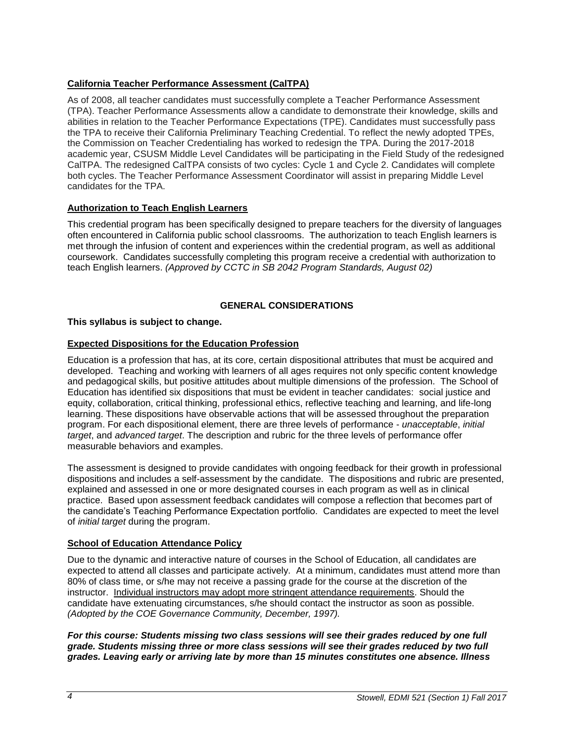**California Teacher Performance Assessment (CalTPA)**

As of 2008, all teacher candidates must successfully complete a Teacher Performance Assessment (TPA). Teacher Performance Assessments allow a candidate to demonstrate their knowledge, skills and abilities in relation to the Teacher Performance Expectations (TPE). Candidates must successfully pass the TPA to receive their California Preliminary Teaching Credential. To reflect the newly adopted TPEs, the Commission on Teacher Credentialing has worked to redesign the TPA. During the 2017-2018 academic year, CSUSM Middle Level Candidates will be participating in the Field Study of the redesigned CalTPA. The redesigned CalTPA consists of two cycles: Cycle 1 and Cycle 2. Candidates will complete both cycles. The Teacher Performance Assessment Coordinator will assist in preparing Middle Level candidates for the TPA.

**Authorization to Teach English Learners**

This credential program has been specifically designed to prepare teachers for the diversity of languages often encountered in California public school classrooms. The authorization to teach English learners is met through the infusion of content and experiences within the credential program, as well as additional coursework. Candidates successfully completing this program receive a credential with authorization to teach English learners. *(Approved by CCTC in SB 2042 Program Standards, August 02)*

## GENERAL CONSIDERATIONS

**This syllabus is subject to change.**

**Expected Dispositions for the Education Profession**

Education is a profession that has, at its core, certain dispositional attributes that must be acquired and developed. Teaching and working with learners of all ages requires not only specific content knowledge and pedagogical skills, but positive attitudes about multiple dimensions of the profession. The School of Education has identified six dispositions that must be evident in teacher candidates: social justice and equity, collaboration, critical thinking, professional ethics, reflective teaching and learning, and life-long learning. These dispositions have observable actions that will be assessed throughout the preparation program. For each dispositional element, there are three levels of performance - *unacceptable*, *initial target*, and *advanced target*. The description and rubric for the three levels of performance offer measurable behaviors and examples.

The assessment is designed to provide candidates with ongoing feedback for their growth in professional dispositions and includes a self-assessment by the candidate. The dispositions and rubric are presented, explained and assessed in one or more designated courses in each program as well as in clinical practice. Based upon assessment feedback candidates will compose a reflection that becomes part of the candidate's Teaching Performance Expectation portfolio. Candidates are expected to meet the level of *initial target* during the program.

**School of Education Attendance Policy**

Due to the dynamic and interactive nature of courses in the School of Education, all candidates are expected to attend all classes and participate actively. At a minimum, candidates must attend more than 80% of class time, or s/he may not receive a passing grade for the course at the discretion of the instructor. Individual instructors may adopt more stringent attendance requirements. Should the candidate have extenuating circumstances, s/he should contact the instructor as soon as possible. *(Adopted by the COE Governance Community, December, 1997).*

***For this course: Students missing two class sessions will see their grades reduced by one full grade. Students missing three or more class sessions will see their grades reduced by two full grades. Leaving early or arriving late by more than 15 minutes constitutes one absence. Illness***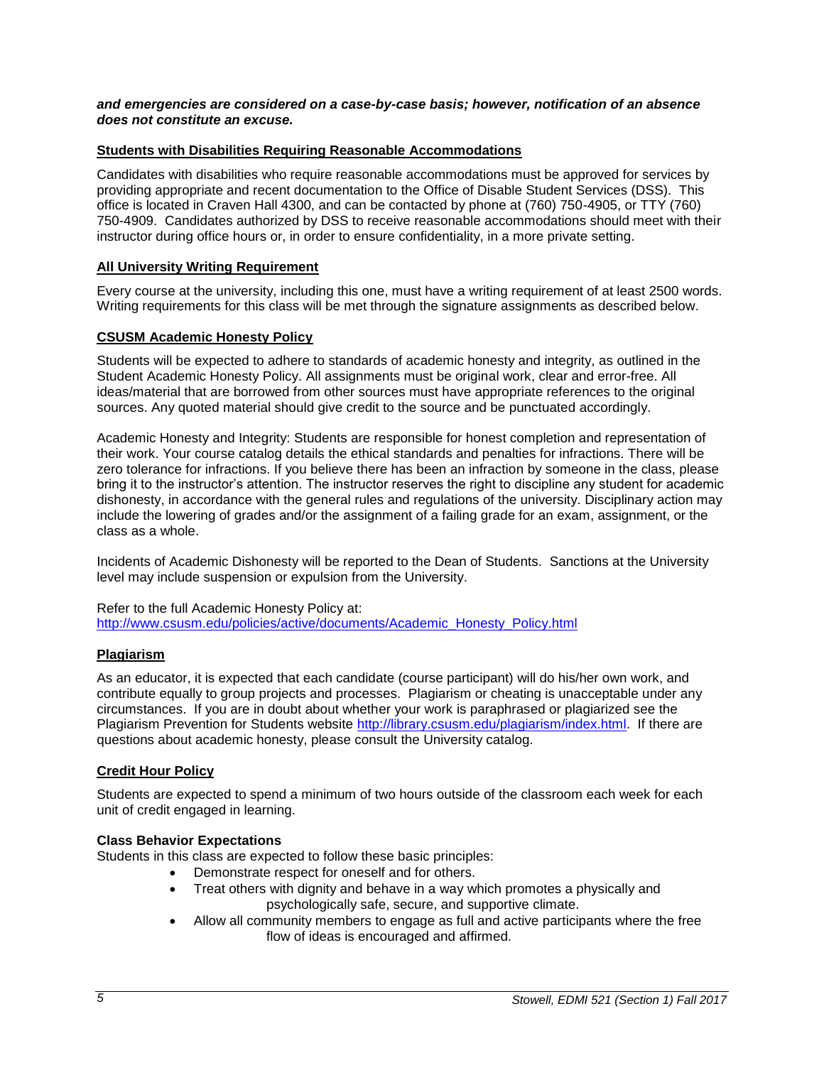***and emergencies are considered on a case-by-case basis; however, notification of an absence does not constitute an excuse.***

## Students with Disabilities Requiring Reasonable Accommodations

Candidates with disabilities who require reasonable accommodations must be approved for services by providing appropriate and recent documentation to the Office of Disable Student Services (DSS). This office is located in Craven Hall 4300, and can be contacted by phone at (760) 750-4905, or TTY (760) 750-4909. Candidates authorized by DSS to receive reasonable accommodations should meet with their instructor during office hours or, in order to ensure confidentiality, in a more private setting.

## All University Writing Requirement

Every course at the university, including this one, must have a writing requirement of at least 2500 words. Writing requirements for this class will be met through the signature assignments as described below.

## CSUSM Academic Honesty Policy

Students will be expected to adhere to standards of academic honesty and integrity, as outlined in the Student Academic Honesty Policy. All assignments must be original work, clear and error-free. All ideas/material that are borrowed from other sources must have appropriate references to the original sources. Any quoted material should give credit to the source and be punctuated accordingly.

Academic Honesty and Integrity: Students are responsible for honest completion and representation of their work. Your course catalog details the ethical standards and penalties for infractions. There will be zero tolerance for infractions. If you believe there has been an infraction by someone in the class, please bring it to the instructor's attention. The instructor reserves the right to discipline any student for academic dishonesty, in accordance with the general rules and regulations of the university. Disciplinary action may include the lowering of grades and/or the assignment of a failing grade for an exam, assignment, or the class as a whole.

Incidents of Academic Dishonesty will be reported to the Dean of Students. Sanctions at the University level may include suspension or expulsion from the University.

Refer to the full Academic Honesty Policy at:
[http://www.csusm.edu/policies/active/documents/Academic_Honesty_Policy.html](http://www.csusm.edu/policies/active/documents/Academic_Honesty_Policy.html)

## Plagiarism

As an educator, it is expected that each candidate (course participant) will do his/her own work, and contribute equally to group projects and processes. Plagiarism or cheating is unacceptable under any circumstances. If you are in doubt about whether your work is paraphrased or plagiarized see the Plagiarism Prevention for Students website [http://library.csusm.edu/plagiarism/index.html](http://library.csusm.edu/plagiarism/index.html). If there are questions about academic honesty, please consult the University catalog.

## Credit Hour Policy

Students are expected to spend a minimum of two hours outside of the classroom each week for each unit of credit engaged in learning.

**Class Behavior Expectations**

Students in this class are expected to follow these basic principles:

- Demonstrate respect for oneself and for others.
- Treat others with dignity and behave in a way which promotes a physically and psychologically safe, secure, and supportive climate.
- Allow all community members to engage as full and active participants where the free flow of ideas is encouraged and affirmed.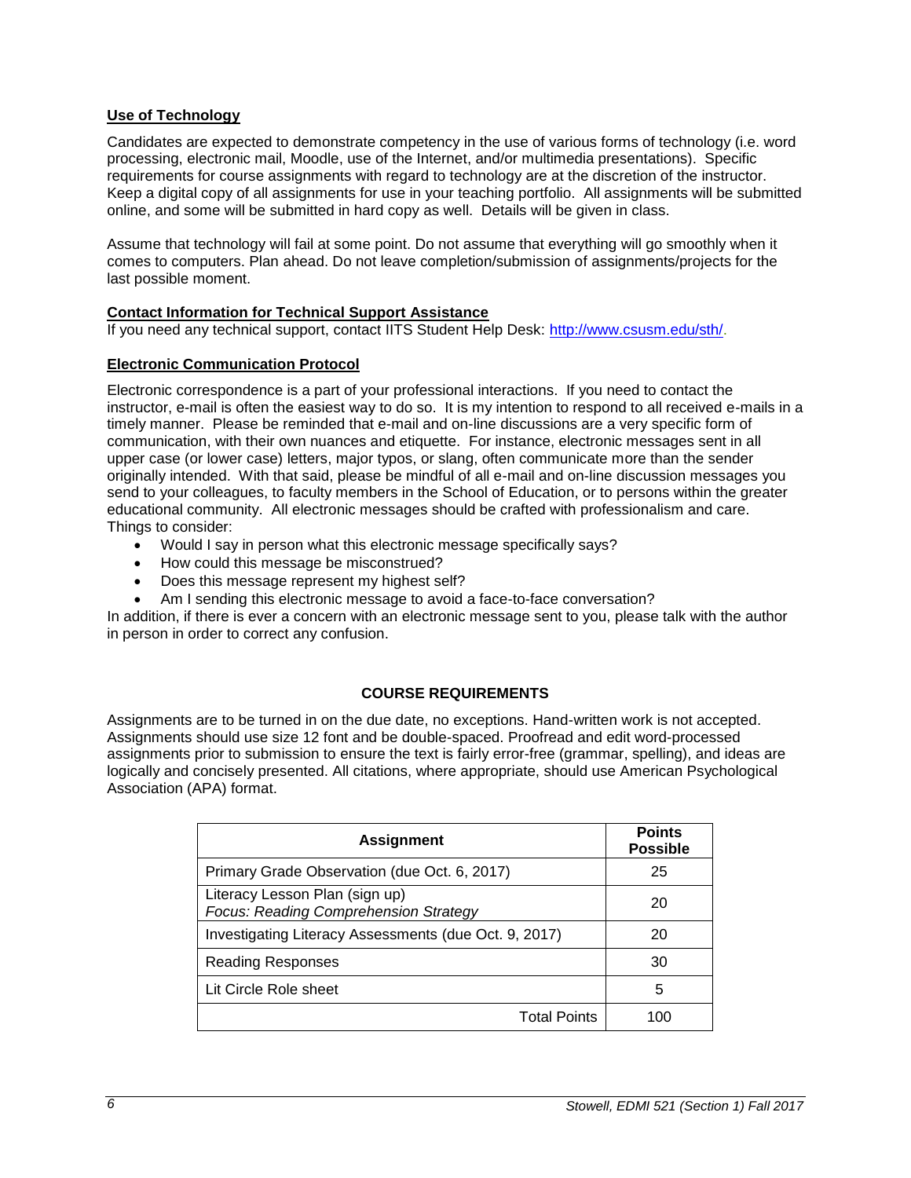**Use of Technology**

Candidates are expected to demonstrate competency in the use of various forms of technology (i.e. word processing, electronic mail, Moodle, use of the Internet, and/or multimedia presentations). Specific requirements for course assignments with regard to technology are at the discretion of the instructor. Keep a digital copy of all assignments for use in your teaching portfolio. All assignments will be submitted online, and some will be submitted in hard copy as well. Details will be given in class.

Assume that technology will fail at some point. Do not assume that everything will go smoothly when it comes to computers. Plan ahead. Do not leave completion/submission of assignments/projects for the last possible moment.

**Contact Information for Technical Support Assistance**

If you need any technical support, contact IITS Student Help Desk: http://www.csusm.edu/sth/.

**Electronic Communication Protocol**

Electronic correspondence is a part of your professional interactions. If you need to contact the instructor, e-mail is often the easiest way to do so. It is my intention to respond to all received e-mails in a timely manner. Please be reminded that e-mail and on-line discussions are a very specific form of communication, with their own nuances and etiquette. For instance, electronic messages sent in all upper case (or lower case) letters, major typos, or slang, often communicate more than the sender originally intended. With that said, please be mindful of all e-mail and on-line discussion messages you send to your colleagues, to faculty members in the School of Education, or to persons within the greater educational community. All electronic messages should be crafted with professionalism and care. Things to consider:

- Would I say in person what this electronic message specifically says?
- How could this message be misconstrued?
- Does this message represent my highest self?
- Am I sending this electronic message to avoid a face-to-face conversation?

In addition, if there is ever a concern with an electronic message sent to you, please talk with the author in person in order to correct any confusion.

## COURSE REQUIREMENTS

Assignments are to be turned in on the due date, no exceptions. Hand-written work is not accepted. Assignments should use size 12 font and be double-spaced. Proofread and edit word-processed assignments prior to submission to ensure the text is fairly error-free (grammar, spelling), and ideas are logically and concisely presented. All citations, where appropriate, should use American Psychological Association (APA) format.

| Assignment | Points Possible |
|---|---|
| Primary Grade Observation (due Oct. 6, 2017) | 25 |
| Literacy Lesson Plan (sign up) *Focus: Reading Comprehension Strategy* | 20 |
| Investigating Literacy Assessments (due Oct. 9, 2017) | 20 |
| Reading Responses | 30 |
| Lit Circle Role sheet | 5 |
| Total Points | 100 |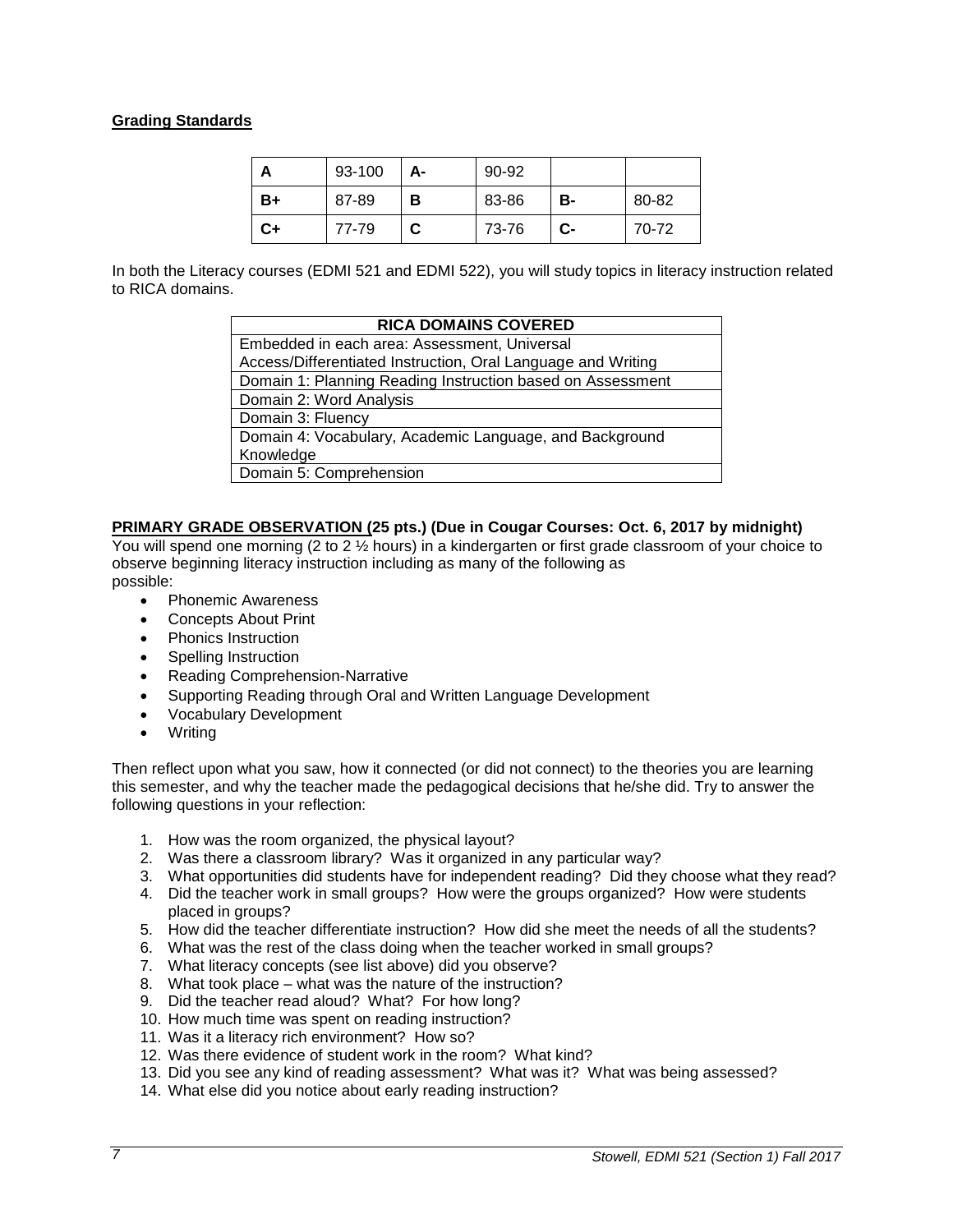**Grading Standards**

| A | 93-100 | A- | 90-92 | | |
|---|---|---|---|---|---|
| B+ | 87-89 | B | 83-86 | B- | 80-82 |
| C+ | 77-79 | C | 73-76 | C- | 70-72 |

In both the Literacy courses (EDMI 521 and EDMI 522), you will study topics in literacy instruction related to RICA domains.

| RICA DOMAINS COVERED |
|---|
| Embedded in each area: Assessment, Universal Access/Differentiated Instruction, Oral Language and Writing |
| Domain 1: Planning Reading Instruction based on Assessment |
| Domain 2: Word Analysis |
| Domain 3: Fluency |
| Domain 4: Vocabulary, Academic Language, and Background Knowledge |
| Domain 5: Comprehension |

**PRIMARY GRADE OBSERVATION (25 pts.) (Due in Cougar Courses: Oct. 6, 2017 by midnight)**

You will spend one morning (2 to 2 ½ hours) in a kindergarten or first grade classroom of your choice to observe beginning literacy instruction including as many of the following as possible:

- Phonemic Awareness
- Concepts About Print
- Phonics Instruction
- Spelling Instruction
- Reading Comprehension-Narrative
- Supporting Reading through Oral and Written Language Development
- Vocabulary Development
- Writing

Then reflect upon what you saw, how it connected (or did not connect) to the theories you are learning this semester, and why the teacher made the pedagogical decisions that he/she did. Try to answer the following questions in your reflection:

1. How was the room organized, the physical layout?
2. Was there a classroom library? Was it organized in any particular way?
3. What opportunities did students have for independent reading? Did they choose what they read?
4. Did the teacher work in small groups? How were the groups organized? How were students placed in groups?
5. How did the teacher differentiate instruction? How did she meet the needs of all the students?
6. What was the rest of the class doing when the teacher worked in small groups?
7. What literacy concepts (see list above) did you observe?
8. What took place – what was the nature of the instruction?
9. Did the teacher read aloud? What? For how long?
10. How much time was spent on reading instruction?
11. Was it a literacy rich environment? How so?
12. Was there evidence of student work in the room? What kind?
13. Did you see any kind of reading assessment? What was it? What was being assessed?
14. What else did you notice about early reading instruction?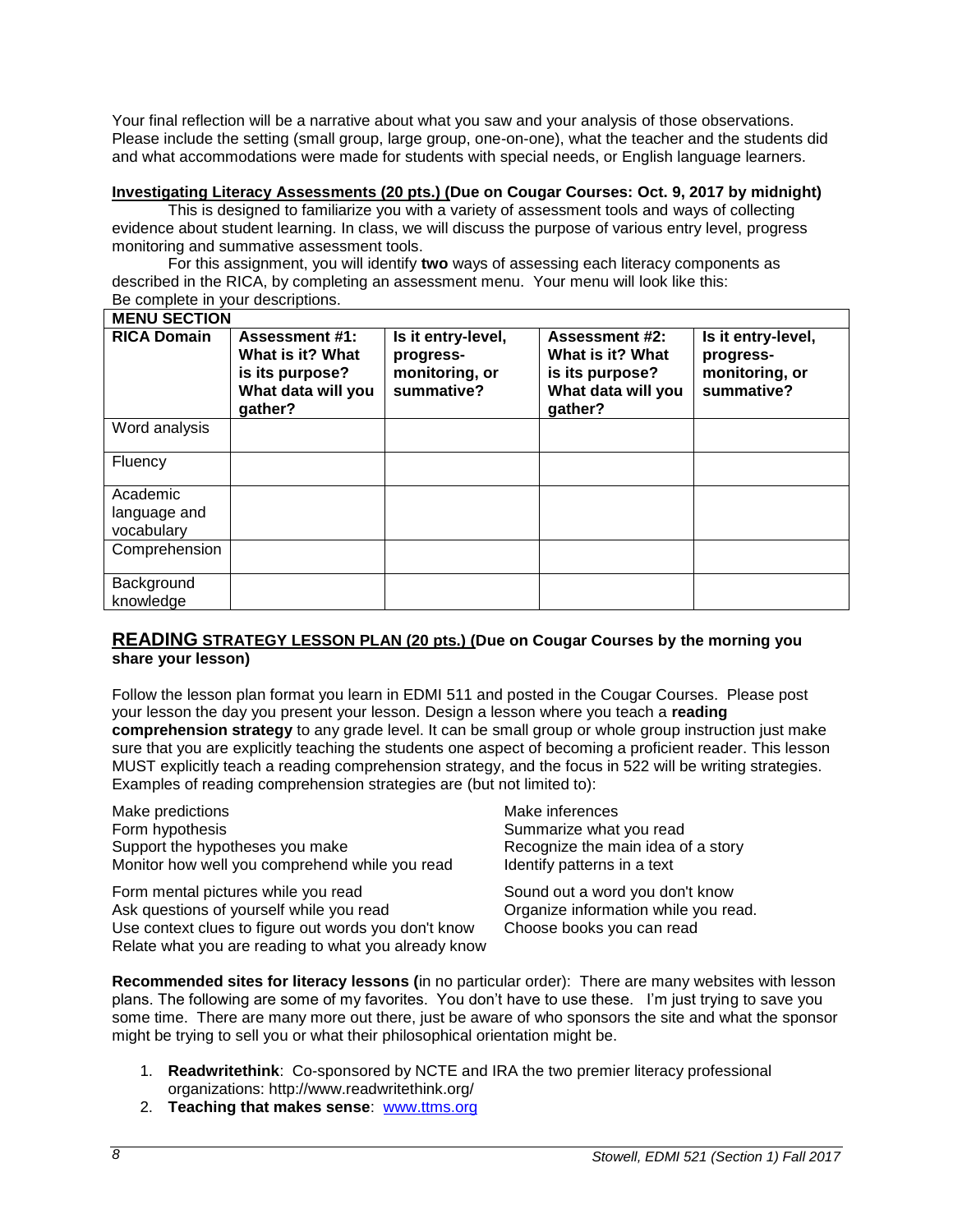Your final reflection will be a narrative about what you saw and your analysis of those observations. Please include the setting (small group, large group, one-on-one), what the teacher and the students did and what accommodations were made for students with special needs, or English language learners.

**Investigating Literacy Assessments (20 pts.) (Due on Cougar Courses: Oct. 9, 2017 by midnight)**

This is designed to familiarize you with a variety of assessment tools and ways of collecting evidence about student learning. In class, we will discuss the purpose of various entry level, progress monitoring and summative assessment tools.

For this assignment, you will identify **two** ways of assessing each literacy components as described in the RICA, by completing an assessment menu. Your menu will look like this: Be complete in your descriptions.

| **MENU SECTION** | | | | |
|---|---|---|---|---|
| **RICA Domain** | **Assessment #1: What is it? What is its purpose? What data will you gather?** | **Is it entry-level, progress-monitoring, or summative?** | **Assessment #2: What is it? What is its purpose? What data will you gather?** | **Is it entry-level, progress-monitoring, or summative?** |
| Word analysis | | | | |
| Fluency | | | | |
| Academic language and vocabulary | | | | |
| Comprehension | | | | |
| Background knowledge | | | | |

## READING STRATEGY LESSON PLAN (20 pts.) (Due on Cougar Courses by the morning you share your lesson)

Follow the lesson plan format you learn in EDMI 511 and posted in the Cougar Courses. Please post your lesson the day you present your lesson. Design a lesson where you teach a **reading comprehension strategy** to any grade level. It can be small group or whole group instruction just make sure that you are explicitly teaching the students one aspect of becoming a proficient reader. This lesson MUST explicitly teach a reading comprehension strategy, and the focus in 522 will be writing strategies. Examples of reading comprehension strategies are (but not limited to):

- Make predictions
- Form hypothesis
- Support the hypotheses you make
- Monitor how well you comprehend while you read
- Form mental pictures while you read
- Ask questions of yourself while you read
- Use context clues to figure out words you don't know
- Relate what you are reading to what you already know
- Make inferences
- Summarize what you read
- Recognize the main idea of a story
- Identify patterns in a text
- Sound out a word you don't know
- Organize information while you read.
- Choose books you can read

**Recommended sites for literacy lessons (**in no particular order): There are many websites with lesson plans. The following are some of my favorites. You don't have to use these. I'm just trying to save you some time. There are many more out there, just be aware of who sponsors the site and what the sponsor might be trying to sell you or what their philosophical orientation might be.

1. **Readwritethink**: Co-sponsored by NCTE and IRA the two premier literacy professional organizations: http://www.readwritethink.org/
2. **Teaching that makes sense**: www.ttms.org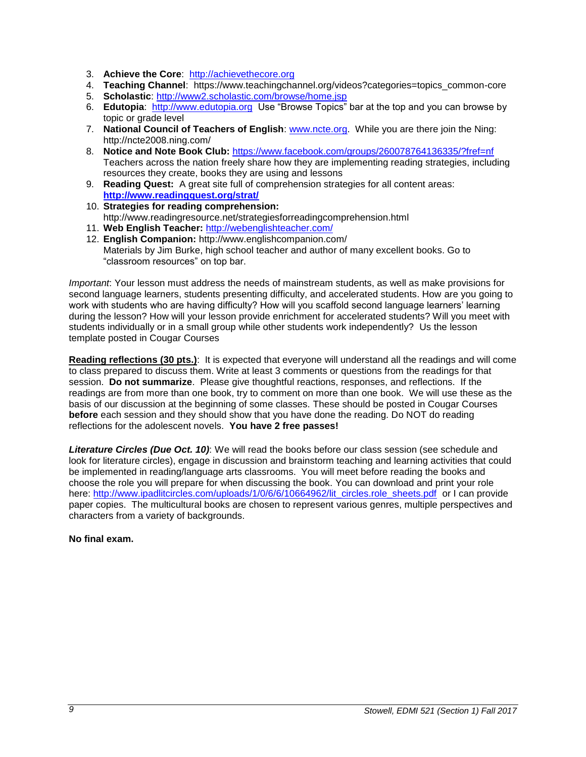3. **Achieve the Core**: http://achievethecore.org
4. **Teaching Channel**: https://www.teachingchannel.org/videos?categories=topics_common-core
5. **Scholastic**: http://www2.scholastic.com/browse/home.jsp
6. **Edutopia**: http://www.edutopia.org Use "Browse Topics" bar at the top and you can browse by topic or grade level
7. **National Council of Teachers of English**: www.ncte.org. While you are there join the Ning: http://ncte2008.ning.com/
8. **Notice and Note Book Club:** https://www.facebook.com/groups/260078764136335/?fref=nf Teachers across the nation freely share how they are implementing reading strategies, including resources they create, books they are using and lessons
9. **Reading Quest:** A great site full of comprehension strategies for all content areas: **http://www.readingquest.org/strat/**
10. **Strategies for reading comprehension:** http://www.readingresource.net/strategiesforreadingcomprehension.html
11. **Web English Teacher:** http://webenglishteacher.com/
12. **English Companion:** http://www.englishcompanion.com/ Materials by Jim Burke, high school teacher and author of many excellent books. Go to "classroom resources" on top bar.

*Important*: Your lesson must address the needs of mainstream students, as well as make provisions for second language learners, students presenting difficulty, and accelerated students. How are you going to work with students who are having difficulty? How will you scaffold second language learners' learning during the lesson? How will your lesson provide enrichment for accelerated students? Will you meet with students individually or in a small group while other students work independently? Us the lesson template posted in Cougar Courses

**Reading reflections (30 pts.)**: It is expected that everyone will understand all the readings and will come to class prepared to discuss them. Write at least 3 comments or questions from the readings for that session. **Do not summarize**. Please give thoughtful reactions, responses, and reflections. If the readings are from more than one book, try to comment on more than one book. We will use these as the basis of our discussion at the beginning of some classes. These should be posted in Cougar Courses **before** each session and they should show that you have done the reading. Do NOT do reading reflections for the adolescent novels. **You have 2 free passes!**

***Literature Circles (Due Oct. 10)***: We will read the books before our class session (see schedule and look for literature circles), engage in discussion and brainstorm teaching and learning activities that could be implemented in reading/language arts classrooms. You will meet before reading the books and choose the role you will prepare for when discussing the book. You can download and print your role here: http://www.ipadlitcircles.com/uploads/1/0/6/6/10664962/lit_circles.role_sheets.pdf or I can provide paper copies. The multicultural books are chosen to represent various genres, multiple perspectives and characters from a variety of backgrounds.

**No final exam.**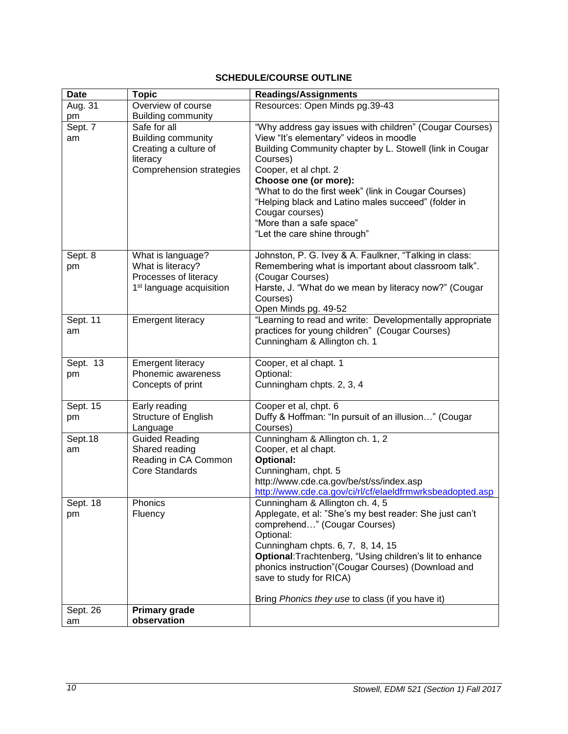**SCHEDULE/COURSE OUTLINE**

| Date | Topic | Readings/Assignments |
|---|---|---|
| Aug. 31 pm | Overview of course<br>Building community | Resources: Open Minds pg.39-43 |
| Sept. 7 am | Safe for all<br>Building community<br>Creating a culture of literacy<br>Comprehension strategies | "Why address gay issues with children" (Cougar Courses)<br>View "It's elementary" videos in moodle<br>Building Community chapter by L. Stowell (link in Cougar Courses)<br>Cooper, et al chpt. 2<br>**Choose one (or more):**<br>"What to do the first week" (link in Cougar Courses)<br>"Helping black and Latino males succeed" (folder in Cougar courses)<br>"More than a safe space"<br>"Let the care shine through" |
| Sept. 8 pm | What is language?<br>What is literacy?<br>Processes of literacy<br>1st language acquisition | Johnston, P. G. Ivey & A. Faulkner, "Talking in class: Remembering what is important about classroom talk". (Cougar Courses)<br>Harste, J. "What do we mean by literacy now?" (Cougar Courses)<br>Open Minds pg. 49-52 |
| Sept. 11 am | Emergent literacy | "Learning to read and write: Developmentally appropriate practices for young children" (Cougar Courses)<br>Cunningham & Allington ch. 1 |
| Sept. 13 pm | Emergent literacy<br>Phonemic awareness<br>Concepts of print | Cooper, et al chapt. 1<br>Optional:<br>Cunningham chpts. 2, 3, 4 |
| Sept. 15 pm | Early reading<br>Structure of English Language | Cooper et al, chpt. 6<br>Duffy & Hoffman: "In pursuit of an illusion…" (Cougar Courses) |
| Sept.18 am | Guided Reading<br>Shared reading<br>Reading in CA Common Core Standards | Cunningham & Allington ch. 1, 2<br>Cooper, et al chapt.<br>**Optional:**<br>Cunningham, chpt. 5<br>http://www.cde.ca.gov/be/st/ss/index.asp<br>http://www.cde.ca.gov/ci/rl/cf/elaeldfrmwrksbeadopted.asp |
| Sept. 18 pm | Phonics<br>Fluency | Cunningham & Allington ch. 4, 5<br>Applegate, et al: "She's my best reader: She just can't comprehend…" (Cougar Courses)<br>Optional:<br>Cunningham chpts. 6, 7, 8, 14, 15<br>**Optional**:Trachtenberg, "Using children's lit to enhance phonics instruction"(Cougar Courses) (Download and save to study for RICA)<br><br>Bring *Phonics they use* to class (if you have it) |
| Sept. 26 am | **Primary grade observation** | |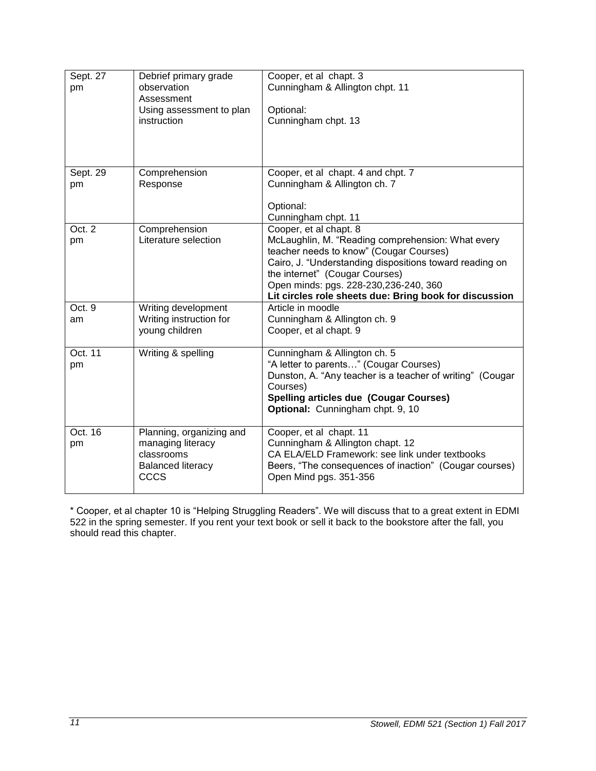| | | |
|---|---|---|
| Sept. 27 pm | Debrief primary grade observation<br>Assessment<br>Using assessment to plan instruction | Cooper, et al chapt. 3<br>Cunningham & Allington chpt. 11<br><br>Optional:<br>Cunningham chpt. 13 |
| Sept. 29 pm | Comprehension<br>Response | Cooper, et al chapt. 4 and chpt. 7<br>Cunningham & Allington ch. 7<br><br>Optional:<br>Cunningham chpt. 11 |
| Oct. 2 pm | Comprehension<br>Literature selection | Cooper, et al chapt. 8<br>McLaughlin, M. "Reading comprehension: What every teacher needs to know" (Cougar Courses)<br>Cairo, J. "Understanding dispositions toward reading on the internet" (Cougar Courses)<br>Open minds: pgs. 228-230,236-240, 360<br>**Lit circles role sheets due: Bring book for discussion** |
| Oct. 9 am | Writing development<br>Writing instruction for young children | Article in moodle<br>Cunningham & Allington ch. 9<br>Cooper, et al chapt. 9 |
| Oct. 11 pm | Writing & spelling | Cunningham & Allington ch. 5<br>"A letter to parents…" (Cougar Courses)<br>Dunston, A. "Any teacher is a teacher of writing" (Cougar Courses)<br>**Spelling articles due (Cougar Courses)**<br>**Optional:** Cunningham chpt. 9, 10 |
| Oct. 16 pm | Planning, organizing and managing literacy classrooms<br>Balanced literacy<br>CCCS | Cooper, et al chapt. 11<br>Cunningham & Allington chapt. 12<br>CA ELA/ELD Framework: see link under textbooks<br>Beers, "The consequences of inaction" (Cougar courses)<br>Open Mind pgs. 351-356 |

* Cooper, et al chapter 10 is "Helping Struggling Readers". We will discuss that to a great extent in EDMI 522 in the spring semester. If you rent your text book or sell it back to the bookstore after the fall, you should read this chapter.